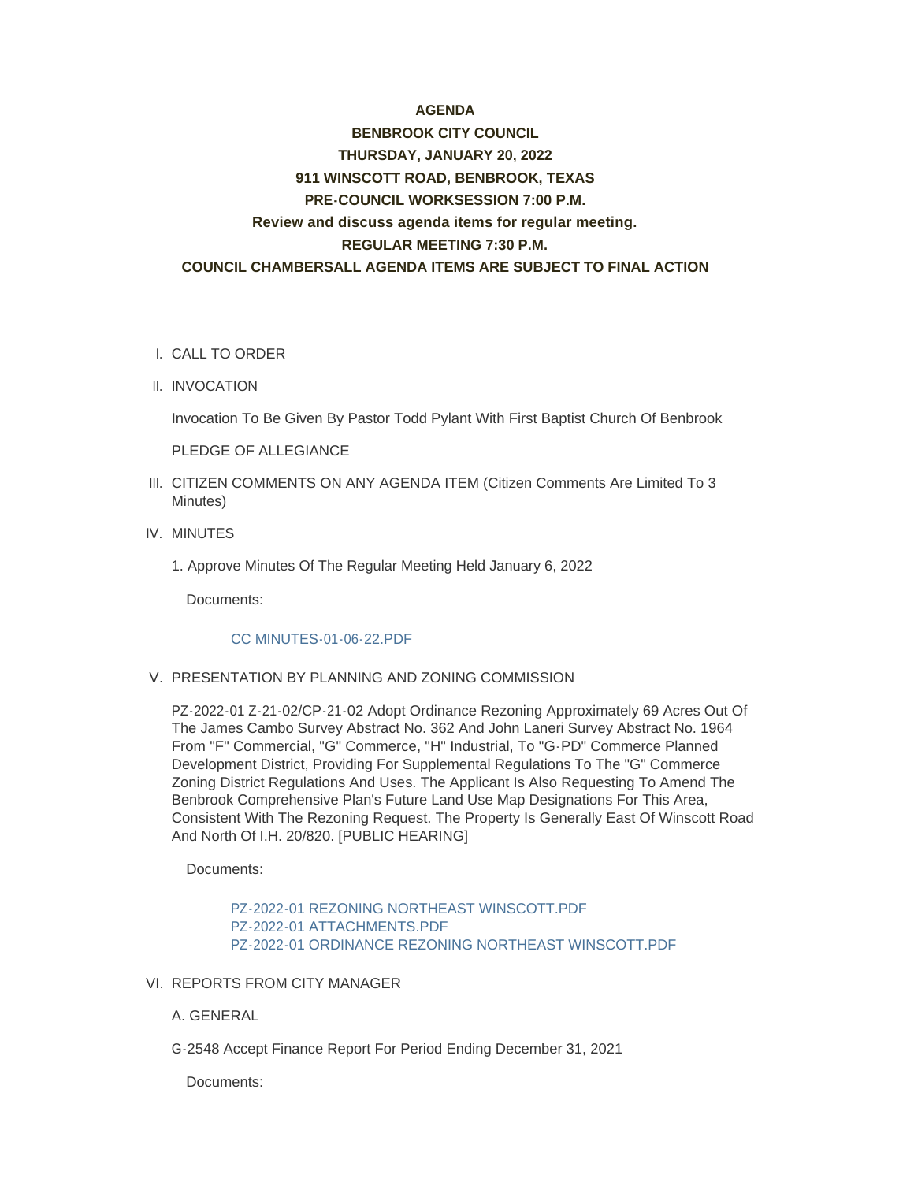**AGENDA**

**BENBROOK CITY COUNCIL**

**THURSDAY, JANUARY 20, 2022**

**911 WINSCOTT ROAD, BENBROOK, TEXAS**

**PRE-COUNCIL WORKSESSION 7:00 P.M.**

**Review and discuss agenda items for regular meeting.**

**REGULAR MEETING 7:30 P.M.**

**COUNCIL CHAMBERSALL AGENDA ITEMS ARE SUBJECT TO FINAL ACTION**

I. CALL TO ORDER

II. INVOCATION

Invocation To Be Given By Pastor Todd Pylant With First Baptist Church Of Benbrook

PLEDGE OF ALLEGIANCE

III. CITIZEN COMMENTS ON ANY AGENDA ITEM (Citizen Comments Are Limited To 3 Minutes)

IV. MINUTES

1. Approve Minutes Of The Regular Meeting Held January 6, 2022

Documents:

CC MINUTES-01-06-22.PDF

V. PRESENTATION BY PLANNING AND ZONING COMMISSION

PZ-2022-01 Z-21-02/CP-21-02 Adopt Ordinance Rezoning Approximately 69 Acres Out Of The James Cambo Survey Abstract No. 362 And John Laneri Survey Abstract No. 1964 From "F" Commercial, "G" Commerce, "H" Industrial, To "G-PD" Commerce Planned Development District, Providing For Supplemental Regulations To The "G" Commerce Zoning District Regulations And Uses. The Applicant Is Also Requesting To Amend The Benbrook Comprehensive Plan's Future Land Use Map Designations For This Area, Consistent With The Rezoning Request. The Property Is Generally East Of Winscott Road And North Of I.H. 20/820. [PUBLIC HEARING]

Documents:

PZ-2022-01 REZONING NORTHEAST WINSCOTT.PDF
PZ-2022-01 ATTACHMENTS.PDF
PZ-2022-01 ORDINANCE REZONING NORTHEAST WINSCOTT.PDF

VI. REPORTS FROM CITY MANAGER

A. GENERAL

G-2548 Accept Finance Report For Period Ending December 31, 2021

Documents: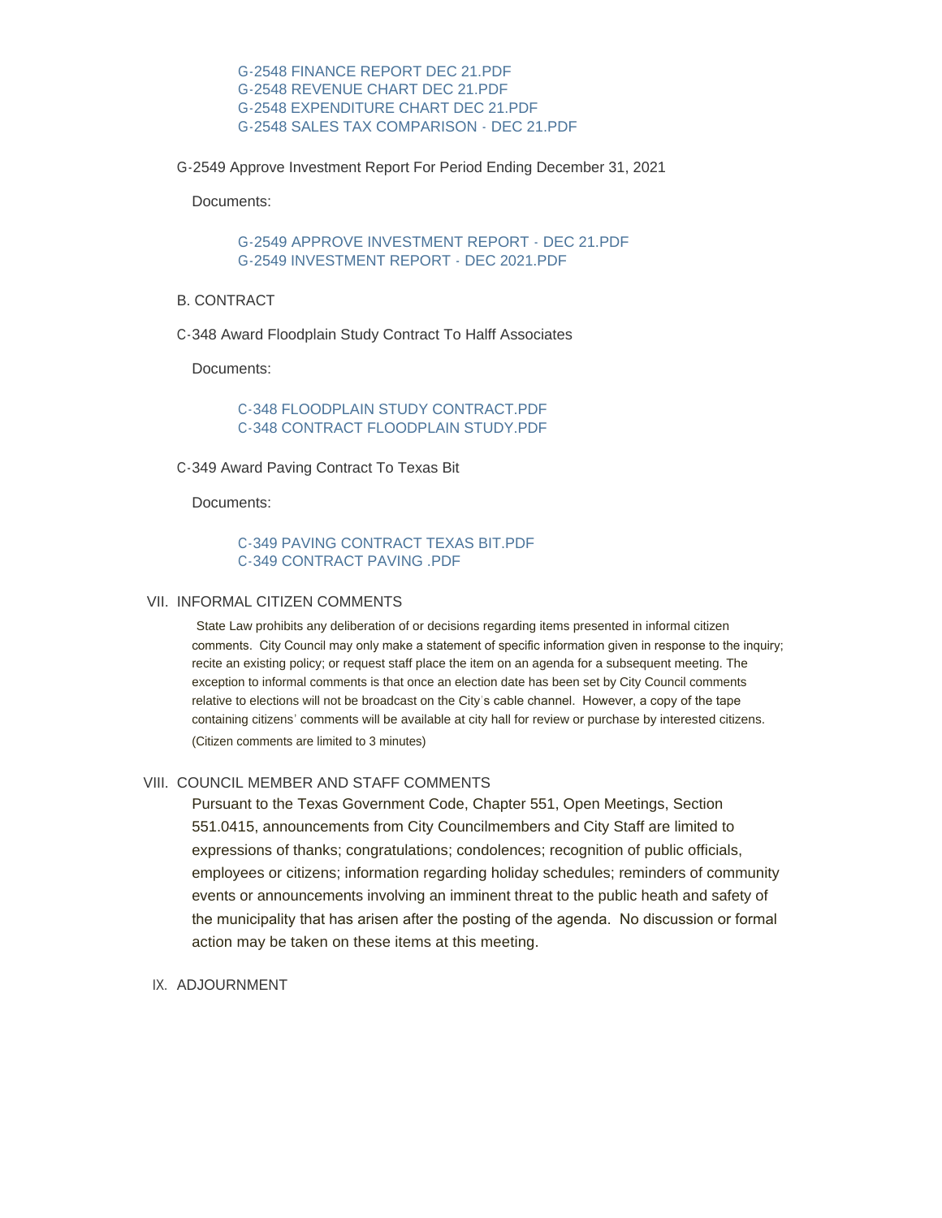G-2548 FINANCE REPORT DEC 21.PDF
G-2548 REVENUE CHART DEC 21.PDF
G-2548 EXPENDITURE CHART DEC 21.PDF
G-2548 SALES TAX COMPARISON - DEC 21.PDF

G-2549 Approve Investment Report For Period Ending December 31, 2021

Documents:

G-2549 APPROVE INVESTMENT REPORT - DEC 21.PDF
G-2549 INVESTMENT REPORT - DEC 2021.PDF

B. CONTRACT

C-348 Award Floodplain Study Contract To Halff Associates

Documents:

C-348 FLOODPLAIN STUDY CONTRACT.PDF
C-348 CONTRACT FLOODPLAIN STUDY.PDF

C-349 Award Paving Contract To Texas Bit

Documents:

C-349 PAVING CONTRACT TEXAS BIT.PDF
C-349 CONTRACT PAVING .PDF

## VII. INFORMAL CITIZEN COMMENTS

State Law prohibits any deliberation of or decisions regarding items presented in informal citizen comments. City Council may only make a statement of specific information given in response to the inquiry; recite an existing policy; or request staff place the item on an agenda for a subsequent meeting. The exception to informal comments is that once an election date has been set by City Council comments relative to elections will not be broadcast on the City's cable channel. However, a copy of the tape containing citizens' comments will be available at city hall for review or purchase by interested citizens. (Citizen comments are limited to 3 minutes)

## VIII. COUNCIL MEMBER AND STAFF COMMENTS

Pursuant to the Texas Government Code, Chapter 551, Open Meetings, Section 551.0415, announcements from City Councilmembers and City Staff are limited to expressions of thanks; congratulations; condolences; recognition of public officials, employees or citizens; information regarding holiday schedules; reminders of community events or announcements involving an imminent threat to the public heath and safety of the municipality that has arisen after the posting of the agenda. No discussion or formal action may be taken on these items at this meeting.

## IX. ADJOURNMENT